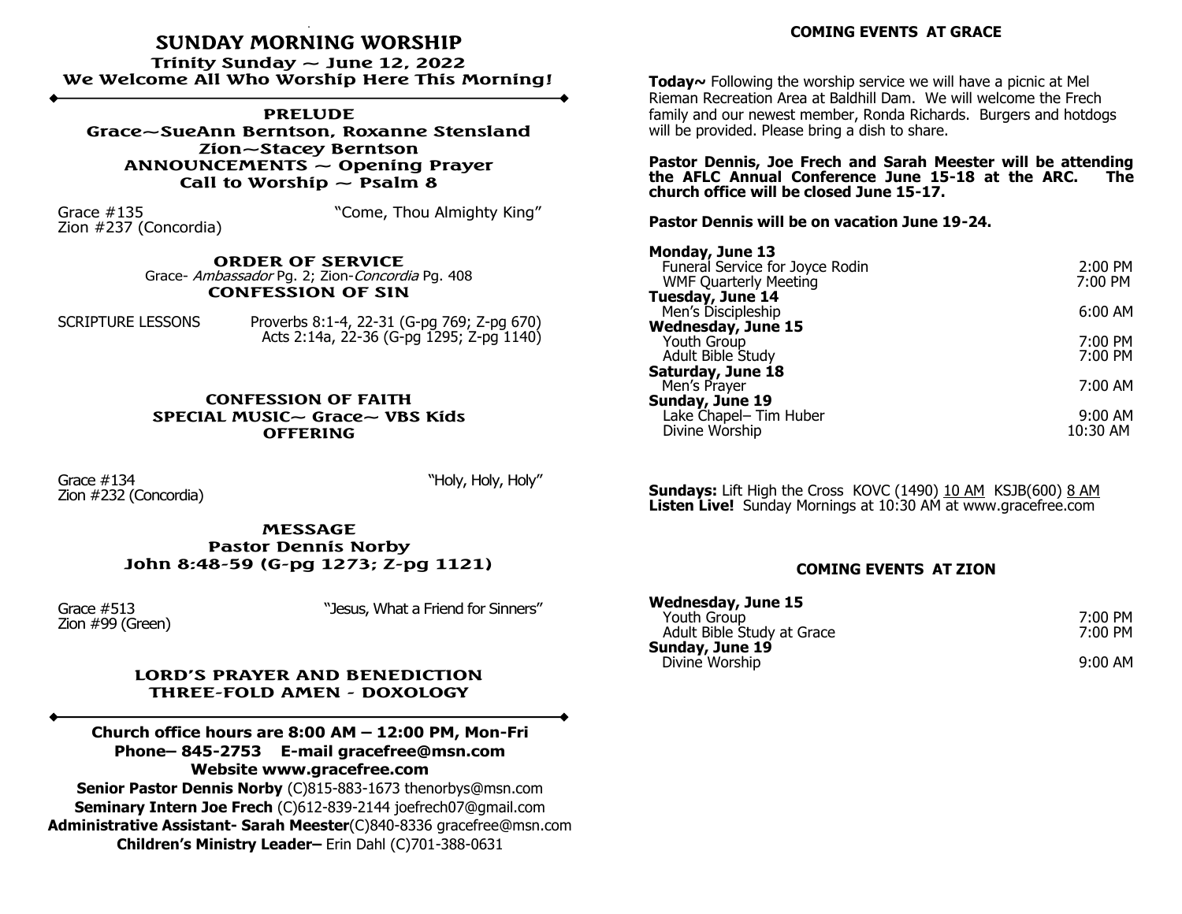# SUNDAY MORNING WORSHIP

**Trinity Sunday ~ June 12, 2022**

**We Welcome All Who Worship Here This Morning!**

---

### PRELUDE

**Grace~SueAnn Berntson, Roxanne Stensland**

**Zion~Stacey Berntson**

**ANNOUNCEMENTS ~ Opening Prayer**

**Call to Worship ~ Psalm 8**

Grace #135 "Come, Thou Almighty King"
Zion #237 (Concordia)

### ORDER OF SERVICE

Grace- *Ambassador* Pg. 2; Zion-*Concordia* Pg. 408

### CONFESSION OF SIN

SCRIPTURE LESSONS Proverbs 8:1-4, 22-31 (G-pg 769; Z-pg 670)
Acts 2:14a, 22-36 (G-pg 1295; Z-pg 1140)

### CONFESSION OF FAITH

**SPECIAL MUSIC~ Grace~ VBS Kids**

**OFFERING**

Grace #134 "Holy, Holy, Holy"
Zion #232 (Concordia)

### MESSAGE

**Pastor Dennis Norby**

**John 8:48-59 (G-pg 1273; Z-pg 1121)**

Grace #513 "Jesus, What a Friend for Sinners"
Zion #99 (Green)

### LORD'S PRAYER AND BENEDICTION

**THREE-FOLD AMEN - DOXOLOGY**

---

**Church office hours are 8:00 AM – 12:00 PM, Mon-Fri**
**Phone– 845-2753 E-mail gracefree@msn.com**
**Website www.gracefree.com**

**Senior Pastor Dennis Norby** (C)815-883-1673 thenorbys@msn.com
**Seminary Intern Joe Frech** (C)612-839-2144 joefrech07@gmail.com
**Administrative Assistant- Sarah Meester**(C)840-8336 gracefree@msn.com
**Children's Ministry Leader–** Erin Dahl (C)701-388-0631

## COMING EVENTS AT GRACE

**Today~** Following the worship service we will have a picnic at Mel Rieman Recreation Area at Baldhill Dam. We will welcome the Frech family and our newest member, Ronda Richards. Burgers and hotdogs will be provided. Please bring a dish to share.

**Pastor Dennis, Joe Frech and Sarah Meester will be attending the AFLC Annual Conference June 15-18 at the ARC. The church office will be closed June 15-17.**

**Pastor Dennis will be on vacation June 19-24.**

**Monday, June 13**
Funeral Service for Joyce Rodin 2:00 PM
WMF Quarterly Meeting 7:00 PM

**Tuesday, June 14**
Men's Discipleship 6:00 AM

**Wednesday, June 15**
Youth Group 7:00 PM
Adult Bible Study 7:00 PM

**Saturday, June 18**
Men's Prayer 7:00 AM

**Sunday, June 19**
Lake Chapel– Tim Huber 9:00 AM
Divine Worship 10:30 AM

**Sundays:** Lift High the Cross KOVC (1490) 10 AM KSJB(600) 8 AM
**Listen Live!** Sunday Mornings at 10:30 AM at www.gracefree.com

## COMING EVENTS AT ZION

**Wednesday, June 15**
Youth Group 7:00 PM
Adult Bible Study at Grace 7:00 PM

**Sunday, June 19**
Divine Worship 9:00 AM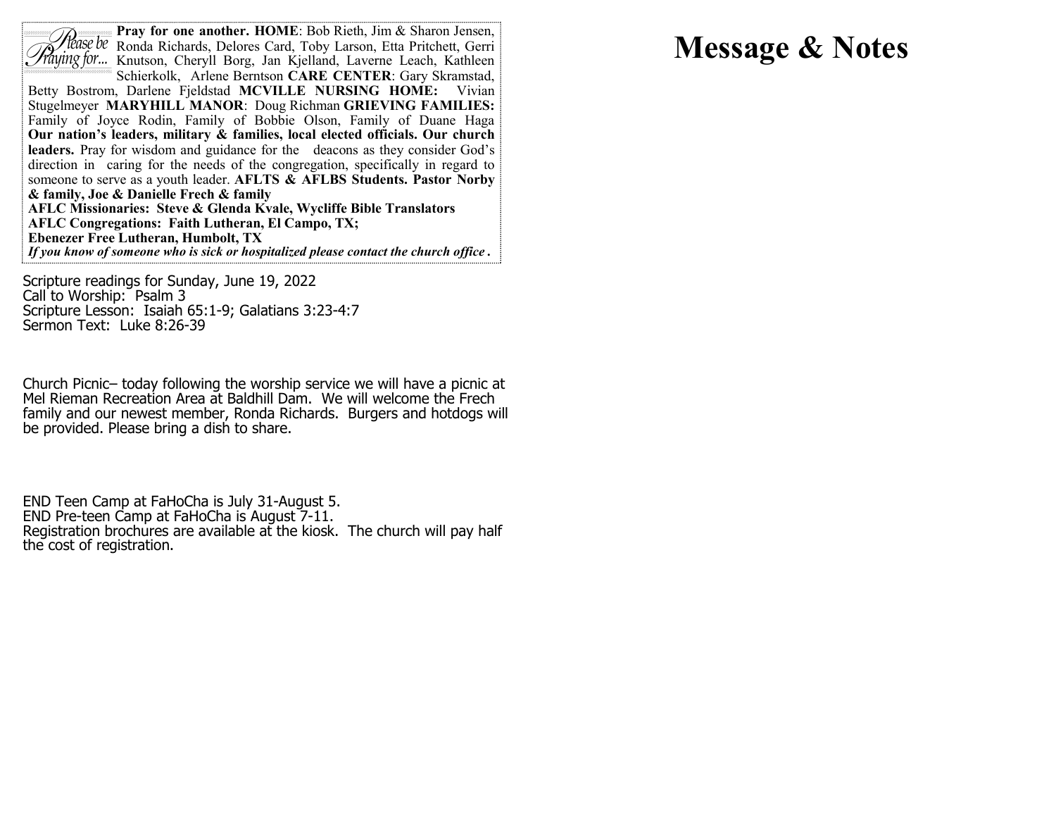*Please be Praying for...* **Pray for one another. HOME**: Bob Rieth, Jim & Sharon Jensen, Ronda Richards, Delores Card, Toby Larson, Etta Pritchett, Gerri Knutson, Cheryll Borg, Jan Kjelland, Laverne Leach, Kathleen Schierkolk, Arlene Berntson **CARE CENTER**: Gary Skramstad, Betty Bostrom, Darlene Fjeldstad **MCVILLE NURSING HOME:** Vivian Stugelmeyer **MARYHILL MANOR**: Doug Richman **GRIEVING FAMILIES:** Family of Joyce Rodin, Family of Bobbie Olson, Family of Duane Haga **Our nation's leaders, military & families, local elected officials. Our church leaders.** Pray for wisdom and guidance for the deacons as they consider God's direction in caring for the needs of the congregation, specifically in regard to someone to serve as a youth leader. **AFLTS & AFLBS Students. Pastor Norby & family, Joe & Danielle Frech & family**
**AFLC Missionaries: Steve & Glenda Kvale, Wycliffe Bible Translators**
**AFLC Congregations: Faith Lutheran, El Campo, TX;**
**Ebenezer Free Lutheran, Humbolt, TX**
***If you know of someone who is sick or hospitalized please contact the church office .***

Scripture readings for Sunday, June 19, 2022
Call to Worship: Psalm 3
Scripture Lesson: Isaiah 65:1-9; Galatians 3:23-4:7
Sermon Text: Luke 8:26-39

Church Picnic– today following the worship service we will have a picnic at Mel Rieman Recreation Area at Baldhill Dam. We will welcome the Frech family and our newest member, Ronda Richards. Burgers and hotdogs will be provided. Please bring a dish to share.

END Teen Camp at FaHoCha is July 31-August 5.
END Pre-teen Camp at FaHoCha is August 7-11.
Registration brochures are available at the kiosk. The church will pay half the cost of registration.

# Message & Notes